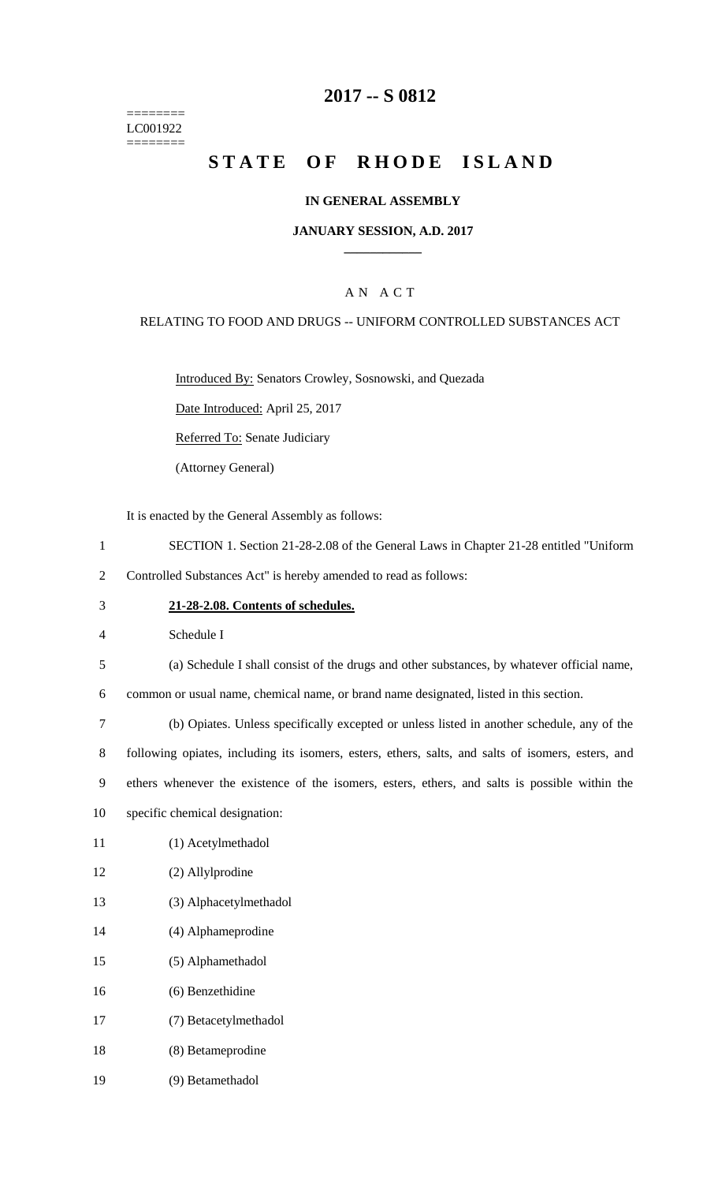========
LC001922
========

# 2017 -- S 0812

# STATE OF RHODE ISLAND

**IN GENERAL ASSEMBLY**

**JANUARY SESSION, A.D. 2017**

A N A C T

RELATING TO FOOD AND DRUGS -- UNIFORM CONTROLLED SUBSTANCES ACT

Introduced By: Senators Crowley, Sosnowski, and Quezada

Date Introduced: April 25, 2017

Referred To: Senate Judiciary

(Attorney General)

It is enacted by the General Assembly as follows:

1 SECTION 1. Section 21-28-2.08 of the General Laws in Chapter 21-28 entitled "Uniform
2 Controlled Substances Act" is hereby amended to read as follows:

3 **21-28-2.08. Contents of schedules.**

4 Schedule I

5 (a) Schedule I shall consist of the drugs and other substances, by whatever official name,
6 common or usual name, chemical name, or brand name designated, listed in this section.

7 (b) Opiates. Unless specifically excepted or unless listed in another schedule, any of the
8 following opiates, including its isomers, esters, ethers, salts, and salts of isomers, esters, and
9 ethers whenever the existence of the isomers, esters, ethers, and salts is possible within the
10 specific chemical designation:

11 (1) Acetylmethadol

12 (2) Allylprodine

13 (3) Alphacetylmethadol

14 (4) Alphameprodine

15 (5) Alphamethadol

16 (6) Benzethidine

17 (7) Betacetylmethadol

18 (8) Betameprodine

19 (9) Betamethadol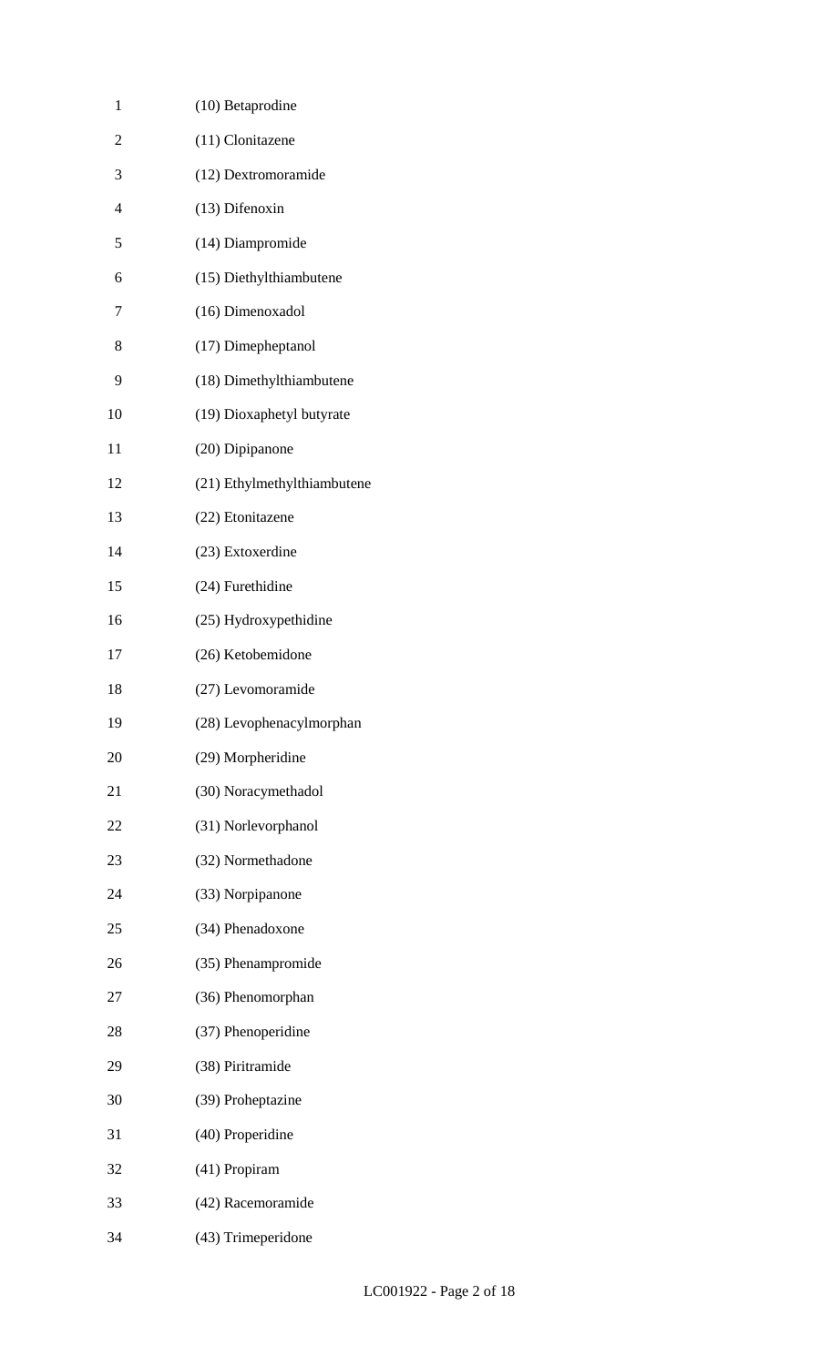(10) Betaprodine

(11) Clonitazene

(12) Dextromoramide

(13) Difenoxin

(14) Diampromide

(15) Diethylthiambutene

(16) Dimenoxadol

(17) Dimepheptanol

(18) Dimethylthiambutene

(19) Dioxaphetyl butyrate

(20) Dipipanone

(21) Ethylmethylthiambutene

(22) Etonitazene

(23) Extoxerdine

(24) Furethidine

(25) Hydroxypethidine

(26) Ketobemidone

(27) Levomoramide

(28) Levophenacylmorphan

(29) Morpheridine

(30) Noracymethadol

(31) Norlevorphanol

(32) Normethadone

(33) Norpipanone

(34) Phenadoxone

(35) Phenampromide

(36) Phenomorphan

(37) Phenoperidine

(38) Piritramide

(39) Proheptazine

(40) Properidine

(41) Propiram

(42) Racemoramide

(43) Trimeperidone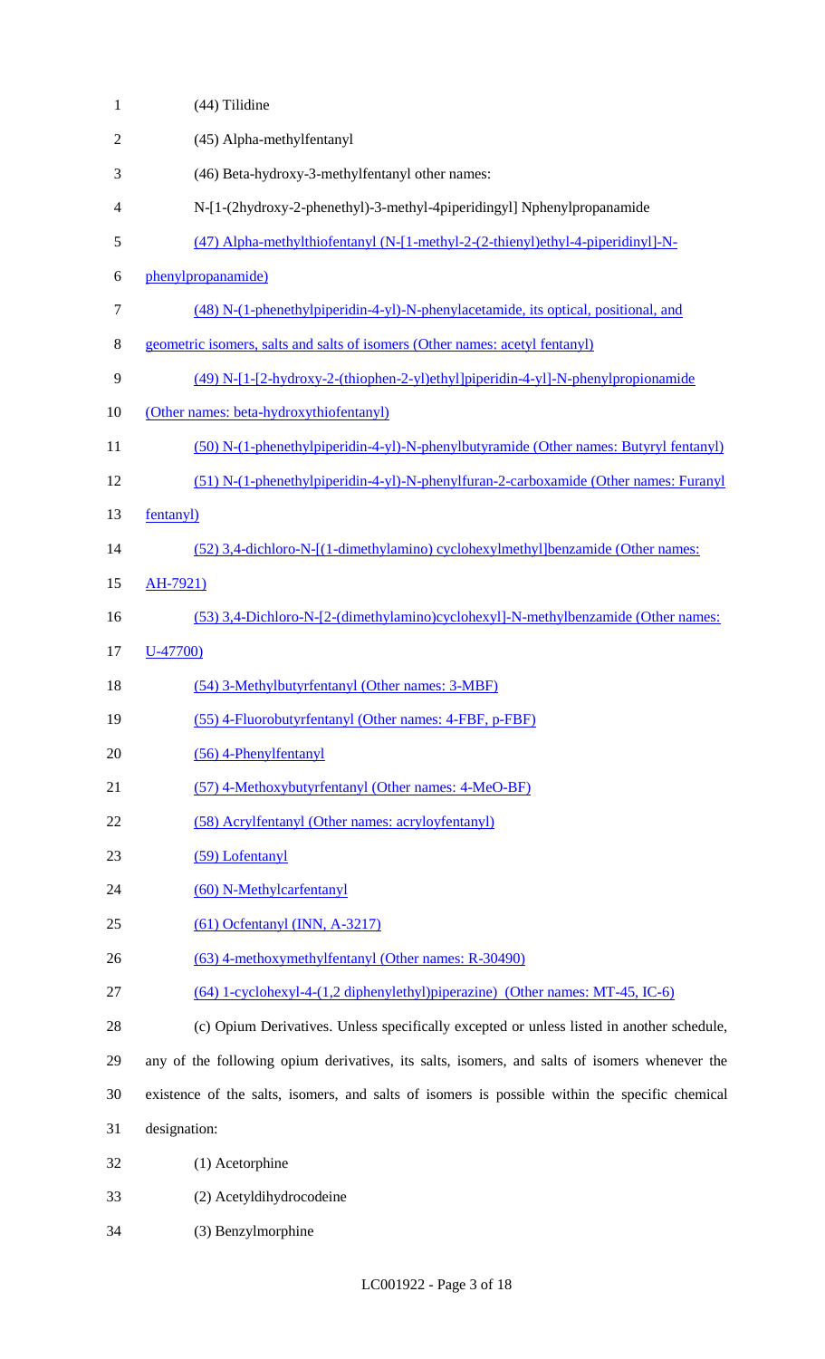(44) Tilidine

(45) Alpha-methylfentanyl

(46) Beta-hydroxy-3-methylfentanyl other names:

N-[1-(2hydroxy-2-phenethyl)-3-methyl-4piperidingyl] Nphenylpropanamide

(47) Alpha-methylthiofentanyl (N-[1-methyl-2-(2-thienyl)ethyl-4-piperidinyl]-N-phenylpropanamide)

(48) N-(1-phenethylpiperidin-4-yl)-N-phenylacetamide, its optical, positional, and geometric isomers, salts and salts of isomers (Other names: acetyl fentanyl)

(49) N-[1-[2-hydroxy-2-(thiophen-2-yl)ethyl]piperidin-4-yl]-N-phenylpropionamide (Other names: beta-hydroxythiofentanyl)

(50) N-(1-phenethylpiperidin-4-yl)-N-phenylbutyramide (Other names: Butyryl fentanyl)

(51) N-(1-phenethylpiperidin-4-yl)-N-phenylfuran-2-carboxamide (Other names: Furanyl fentanyl)

(52) 3,4-dichloro-N-[(1-dimethylamino) cyclohexylmethyl]benzamide (Other names: AH-7921)

(53) 3,4-Dichloro-N-[2-(dimethylamino)cyclohexyl]-N-methylbenzamide (Other names: U-47700)

(54) 3-Methylbutyrfentanyl (Other names: 3-MBF)

(55) 4-Fluorobutyrfentanyl (Other names: 4-FBF, p-FBF)

(56) 4-Phenylfentanyl

(57) 4-Methoxybutyrfentanyl (Other names: 4-MeO-BF)

(58) Acrylfentanyl (Other names: acryloyfentanyl)

(59) Lofentanyl

(60) N-Methylcarfentanyl

(61) Ocfentanyl (INN, A-3217)

(63) 4-methoxymethylfentanyl (Other names: R-30490)

(64) 1-cyclohexyl-4-(1,2 diphenylethyl)piperazine) (Other names: MT-45, IC-6)

(c) Opium Derivatives. Unless specifically excepted or unless listed in another schedule, any of the following opium derivatives, its salts, isomers, and salts of isomers whenever the existence of the salts, isomers, and salts of isomers is possible within the specific chemical designation:

(1) Acetorphine

(2) Acetyldihydrocodeine

(3) Benzylmorphine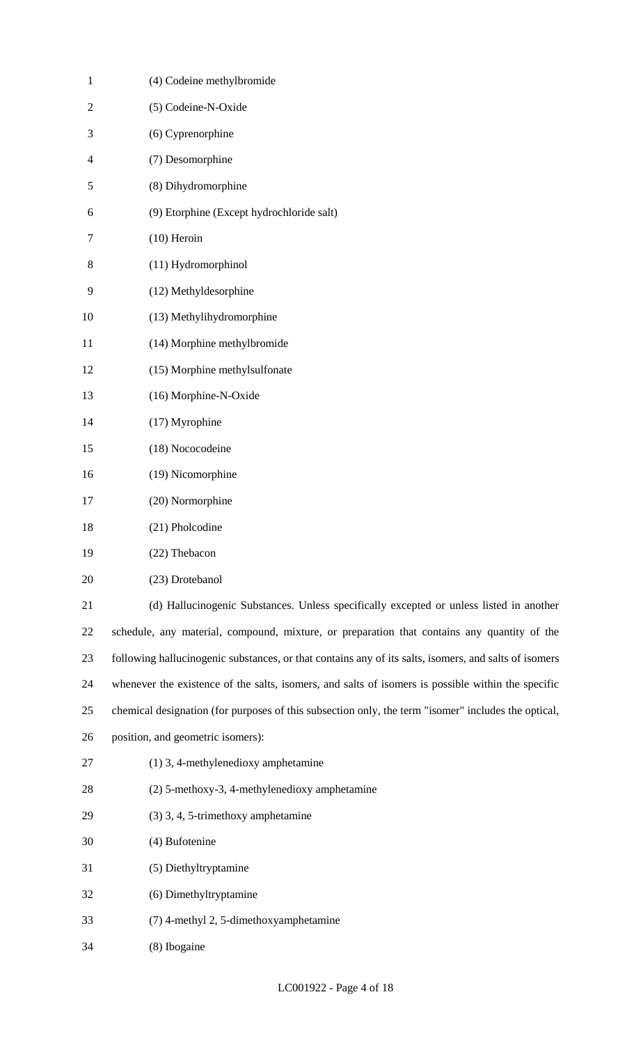(4) Codeine methylbromide

(5) Codeine-N-Oxide

(6) Cyprenorphine

(7) Desomorphine

(8) Dihydromorphine

(9) Etorphine (Except hydrochloride salt)

(10) Heroin

(11) Hydromorphinol

(12) Methyldesorphine

(13) Methylihydromorphine

(14) Morphine methylbromide

(15) Morphine methylsulfonate

(16) Morphine-N-Oxide

(17) Myrophine

(18) Nococodeine

(19) Nicomorphine

(20) Normorphine

(21) Pholcodine

(22) Thebacon

(23) Drotebanol

(d) Hallucinogenic Substances. Unless specifically excepted or unless listed in another schedule, any material, compound, mixture, or preparation that contains any quantity of the following hallucinogenic substances, or that contains any of its salts, isomers, and salts of isomers whenever the existence of the salts, isomers, and salts of isomers is possible within the specific chemical designation (for purposes of this subsection only, the term "isomer" includes the optical, position, and geometric isomers):

(1) 3, 4-methylenedioxy amphetamine

(2) 5-methoxy-3, 4-methylenedioxy amphetamine

(3) 3, 4, 5-trimethoxy amphetamine

(4) Bufotenine

(5) Diethyltryptamine

(6) Dimethyltryptamine

(7) 4-methyl 2, 5-dimethoxyamphetamine

(8) Ibogaine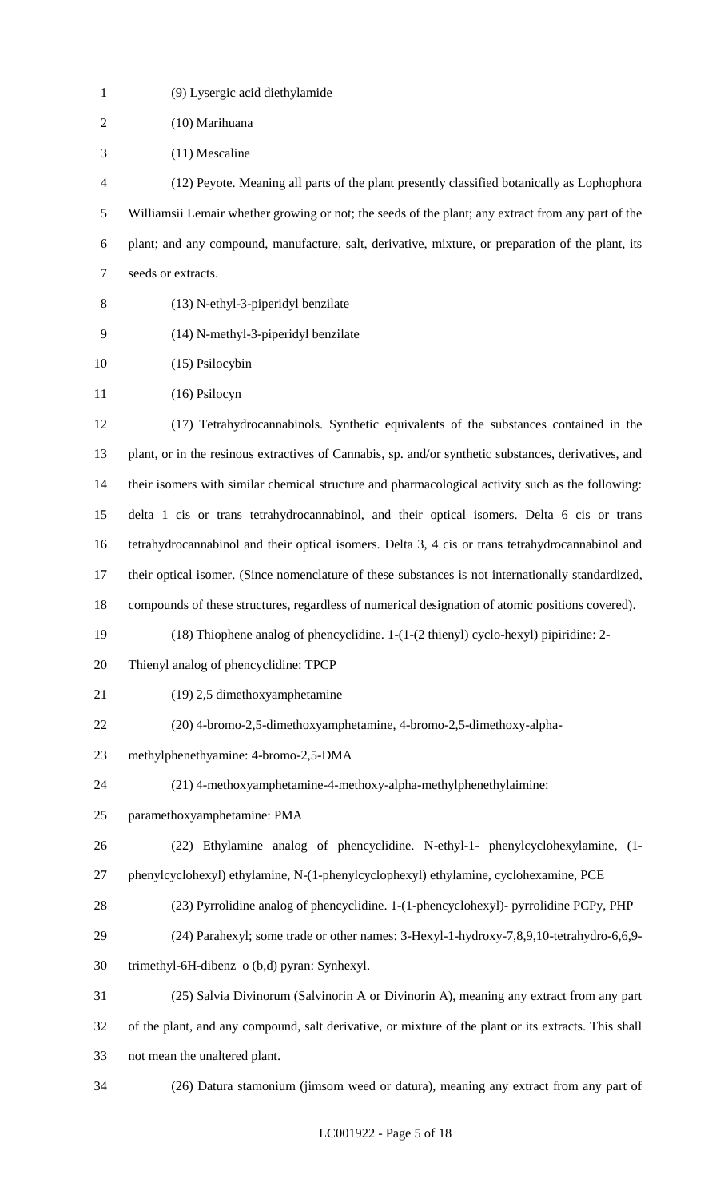(9) Lysergic acid diethylamide

(10) Marihuana

(11) Mescaline

(12) Peyote. Meaning all parts of the plant presently classified botanically as Lophophora Williamsii Lemair whether growing or not; the seeds of the plant; any extract from any part of the plant; and any compound, manufacture, salt, derivative, mixture, or preparation of the plant, its seeds or extracts.

(13) N-ethyl-3-piperidyl benzilate

(14) N-methyl-3-piperidyl benzilate

(15) Psilocybin

(16) Psilocyn

(17) Tetrahydrocannabinols. Synthetic equivalents of the substances contained in the plant, or in the resinous extractives of Cannabis, sp. and/or synthetic substances, derivatives, and their isomers with similar chemical structure and pharmacological activity such as the following: delta 1 cis or trans tetrahydrocannabinol, and their optical isomers. Delta 6 cis or trans tetrahydrocannabinol and their optical isomers. Delta 3, 4 cis or trans tetrahydrocannabinol and their optical isomer. (Since nomenclature of these substances is not internationally standardized, compounds of these structures, regardless of numerical designation of atomic positions covered).

(18) Thiophene analog of phencyclidine. 1-(1-(2 thienyl) cyclo-hexyl) pipiridine: 2-Thienyl analog of phencyclidine: TPCP

(19) 2,5 dimethoxyamphetamine

(20) 4-bromo-2,5-dimethoxyamphetamine, 4-bromo-2,5-dimethoxy-alpha-methylphenethyamine: 4-bromo-2,5-DMA

(21) 4-methoxyamphetamine-4-methoxy-alpha-methylphenethylaimine: paramethoxyamphetamine: PMA

(22) Ethylamine analog of phencyclidine. N-ethyl-1- phenylcyclohexylamine, (1-phenylcyclohexyl) ethylamine, N-(1-phenylcyclophexyl) ethylamine, cyclohexamine, PCE

(23) Pyrrolidine analog of phencyclidine. 1-(1-phencyclohexyl)- pyrrolidine PCPy, PHP

(24) Parahexyl; some trade or other names: 3-Hexyl-1-hydroxy-7,8,9,10-tetrahydro-6,6,9-trimethyl-6H-dibenz o (b,d) pyran: Synhexyl.

(25) Salvia Divinorum (Salvinorin A or Divinorin A), meaning any extract from any part of the plant, and any compound, salt derivative, or mixture of the plant or its extracts. This shall not mean the unaltered plant.

(26) Datura stamonium (jimsom weed or datura), meaning any extract from any part of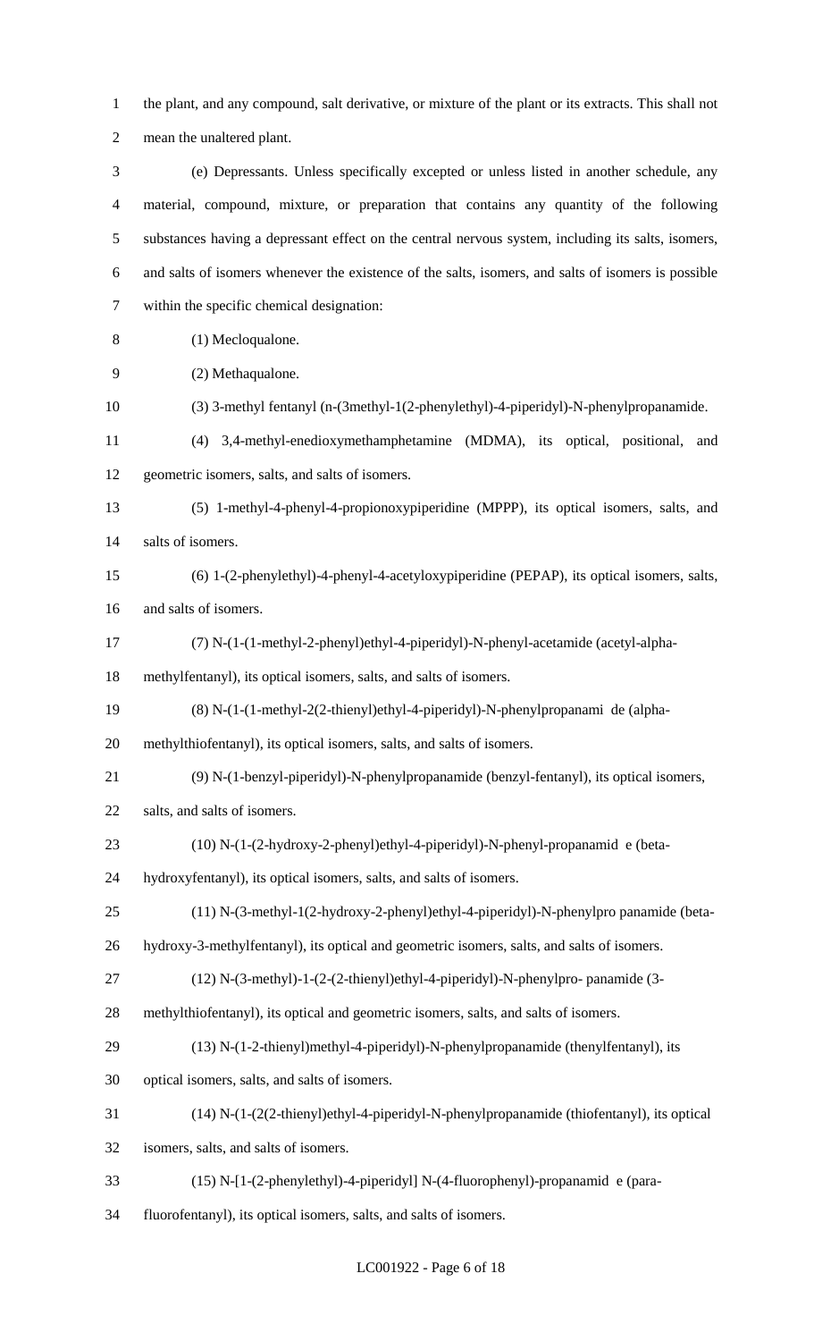the plant, and any compound, salt derivative, or mixture of the plant or its extracts. This shall not mean the unaltered plant.

(e) Depressants. Unless specifically excepted or unless listed in another schedule, any material, compound, mixture, or preparation that contains any quantity of the following substances having a depressant effect on the central nervous system, including its salts, isomers, and salts of isomers whenever the existence of the salts, isomers, and salts of isomers is possible within the specific chemical designation:

(1) Mecloqualone.

(2) Methaqualone.

(3) 3-methyl fentanyl (n-(3methyl-1(2-phenylethyl)-4-piperidyl)-N-phenylpropanamide.

(4) 3,4-methyl-enedioxymethamphetamine (MDMA), its optical, positional, and geometric isomers, salts, and salts of isomers.

(5) 1-methyl-4-phenyl-4-propionoxypiperidine (MPPP), its optical isomers, salts, and salts of isomers.

(6) 1-(2-phenylethyl)-4-phenyl-4-acetyloxypiperidine (PEPAP), its optical isomers, salts, and salts of isomers.

(7) N-(1-(1-methyl-2-phenyl)ethyl-4-piperidyl)-N-phenyl-acetamide (acetyl-alpha-methylfentanyl), its optical isomers, salts, and salts of isomers.

(8) N-(1-(1-methyl-2(2-thienyl)ethyl-4-piperidyl)-N-phenylpropanami de (alpha-methylthiofentanyl), its optical isomers, salts, and salts of isomers.

(9) N-(1-benzyl-piperidyl)-N-phenylpropanamide (benzyl-fentanyl), its optical isomers, salts, and salts of isomers.

(10) N-(1-(2-hydroxy-2-phenyl)ethyl-4-piperidyl)-N-phenyl-propanamid e (beta-hydroxyfentanyl), its optical isomers, salts, and salts of isomers.

(11) N-(3-methyl-1(2-hydroxy-2-phenyl)ethyl-4-piperidyl)-N-phenylpro panamide (beta-hydroxy-3-methylfentanyl), its optical and geometric isomers, salts, and salts of isomers.

(12) N-(3-methyl)-1-(2-(2-thienyl)ethyl-4-piperidyl)-N-phenylpro- panamide (3-methylthiofentanyl), its optical and geometric isomers, salts, and salts of isomers.

(13) N-(1-2-thienyl)methyl-4-piperidyl)-N-phenylpropanamide (thenylfentanyl), its optical isomers, salts, and salts of isomers.

(14) N-(1-(2(2-thienyl)ethyl-4-piperidyl-N-phenylpropanamide (thiofentanyl), its optical isomers, salts, and salts of isomers.

(15) N-[1-(2-phenylethyl)-4-piperidyl] N-(4-fluorophenyl)-propanamid e (para-fluorofentanyl), its optical isomers, salts, and salts of isomers.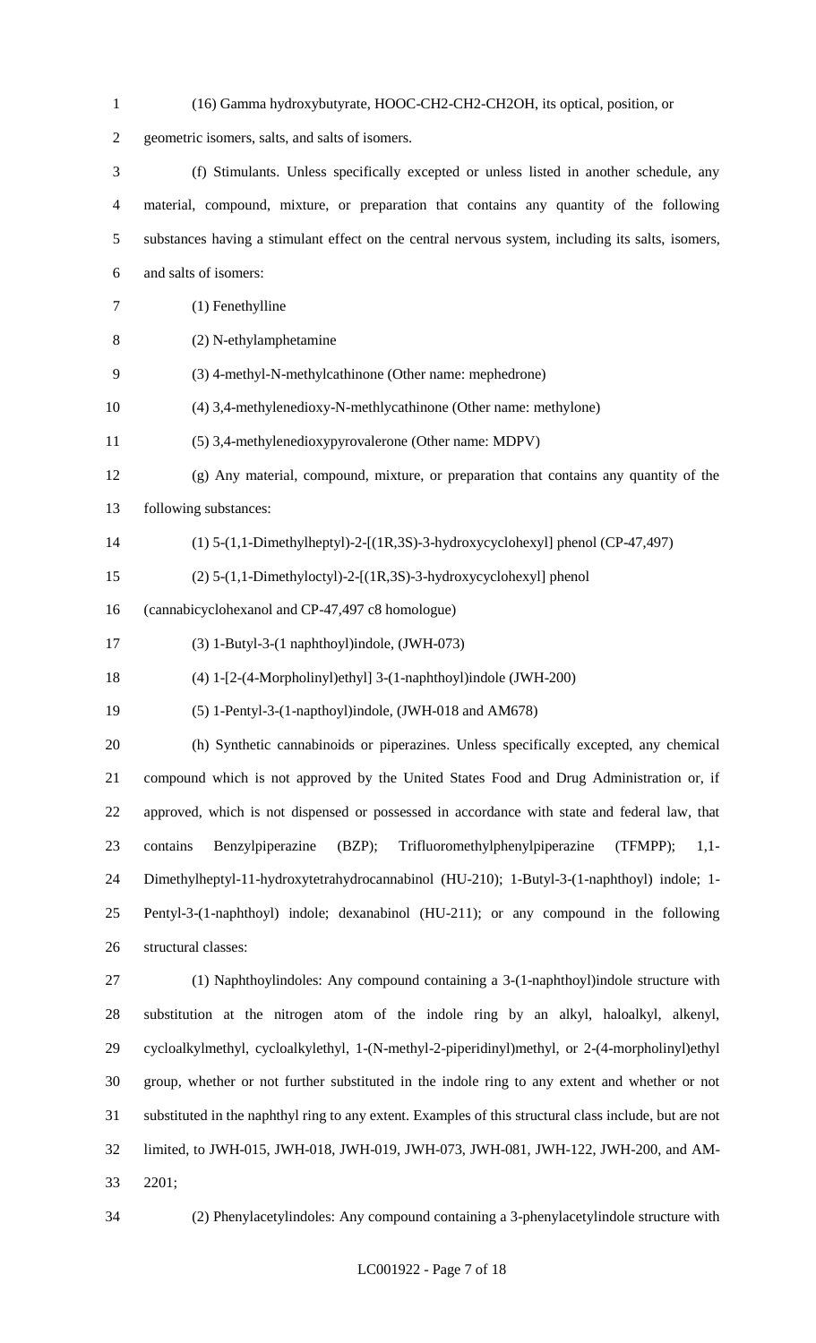(16) Gamma hydroxybutyrate, HOOC-CH2-CH2-CH2OH, its optical, position, or geometric isomers, salts, and salts of isomers.

(f) Stimulants. Unless specifically excepted or unless listed in another schedule, any material, compound, mixture, or preparation that contains any quantity of the following substances having a stimulant effect on the central nervous system, including its salts, isomers, and salts of isomers:

(1) Fenethylline

(2) N-ethylamphetamine

(3) 4-methyl-N-methylcathinone (Other name: mephedrone)

(4) 3,4-methylenedioxy-N-methlycathinone (Other name: methylone)

(5) 3,4-methylenedioxypyrovalerone (Other name: MDPV)

(g) Any material, compound, mixture, or preparation that contains any quantity of the following substances:

(1) 5-(1,1-Dimethylheptyl)-2-[(1R,3S)-3-hydroxycyclohexyl] phenol (CP-47,497)

(2) 5-(1,1-Dimethyloctyl)-2-[(1R,3S)-3-hydroxycyclohexyl] phenol (cannabicyclohexanol and CP-47,497 c8 homologue)

(3) 1-Butyl-3-(1 naphthoyl)indole, (JWH-073)

(4) 1-[2-(4-Morpholinyl)ethyl] 3-(1-naphthoyl)indole (JWH-200)

(5) 1-Pentyl-3-(1-napthoyl)indole, (JWH-018 and AM678)

(h) Synthetic cannabinoids or piperazines. Unless specifically excepted, any chemical compound which is not approved by the United States Food and Drug Administration or, if approved, which is not dispensed or possessed in accordance with state and federal law, that contains Benzylpiperazine (BZP); Trifluoromethylphenylpiperazine (TFMPP); 1,1-Dimethylheptyl-11-hydroxytetrahydrocannabinol (HU-210); 1-Butyl-3-(1-naphthoyl) indole; 1-Pentyl-3-(1-naphthoyl) indole; dexanabinol (HU-211); or any compound in the following structural classes:

(1) Naphthoylindoles: Any compound containing a 3-(1-naphthoyl)indole structure with substitution at the nitrogen atom of the indole ring by an alkyl, haloalkyl, alkenyl, cycloalkylmethyl, cycloalkylethyl, 1-(N-methyl-2-piperidinyl)methyl, or 2-(4-morpholinyl)ethyl group, whether or not further substituted in the indole ring to any extent and whether or not substituted in the naphthyl ring to any extent. Examples of this structural class include, but are not limited to, JWH-015, JWH-018, JWH-019, JWH-073, JWH-081, JWH-122, JWH-200, and AM-2201;

(2) Phenylacetylindoles: Any compound containing a 3-phenylacetylindole structure with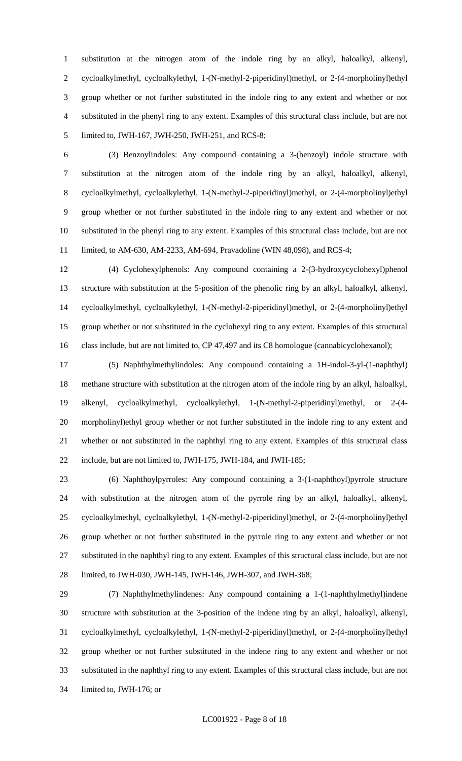substitution at the nitrogen atom of the indole ring by an alkyl, haloalkyl, alkenyl, cycloalkylmethyl, cycloalkylethyl, 1-(N-methyl-2-piperidinyl)methyl, or 2-(4-morpholinyl)ethyl group whether or not further substituted in the indole ring to any extent and whether or not substituted in the phenyl ring to any extent. Examples of this structural class include, but are not limited to, JWH-167, JWH-250, JWH-251, and RCS-8;

(3) Benzoylindoles: Any compound containing a 3-(benzoyl) indole structure with substitution at the nitrogen atom of the indole ring by an alkyl, haloalkyl, alkenyl, cycloalkylmethyl, cycloalkylethyl, 1-(N-methyl-2-piperidinyl)methyl, or 2-(4-morpholinyl)ethyl group whether or not further substituted in the indole ring to any extent and whether or not substituted in the phenyl ring to any extent. Examples of this structural class include, but are not limited, to AM-630, AM-2233, AM-694, Pravadoline (WIN 48,098), and RCS-4;

(4) Cyclohexylphenols: Any compound containing a 2-(3-hydroxycyclohexyl)phenol structure with substitution at the 5-position of the phenolic ring by an alkyl, haloalkyl, alkenyl, cycloalkylmethyl, cycloalkylethyl, 1-(N-methyl-2-piperidinyl)methyl, or 2-(4-morpholinyl)ethyl group whether or not substituted in the cyclohexyl ring to any extent. Examples of this structural class include, but are not limited to, CP 47,497 and its C8 homologue (cannabicyclohexanol);

(5) Naphthylmethylindoles: Any compound containing a 1H-indol-3-yl-(1-naphthyl) methane structure with substitution at the nitrogen atom of the indole ring by an alkyl, haloalkyl, alkenyl, cycloalkylmethyl, cycloalkylethyl, 1-(N-methyl-2-piperidinyl)methyl, or 2-(4-morpholinyl)ethyl group whether or not further substituted in the indole ring to any extent and whether or not substituted in the naphthyl ring to any extent. Examples of this structural class include, but are not limited to, JWH-175, JWH-184, and JWH-185;

(6) Naphthoylpyrroles: Any compound containing a 3-(1-naphthoyl)pyrrole structure with substitution at the nitrogen atom of the pyrrole ring by an alkyl, haloalkyl, alkenyl, cycloalkylmethyl, cycloalkylethyl, 1-(N-methyl-2-piperidinyl)methyl, or 2-(4-morpholinyl)ethyl group whether or not further substituted in the pyrrole ring to any extent and whether or not substituted in the naphthyl ring to any extent. Examples of this structural class include, but are not limited, to JWH-030, JWH-145, JWH-146, JWH-307, and JWH-368;

(7) Naphthylmethylindenes: Any compound containing a 1-(1-naphthylmethyl)indene structure with substitution at the 3-position of the indene ring by an alkyl, haloalkyl, alkenyl, cycloalkylmethyl, cycloalkylethyl, 1-(N-methyl-2-piperidinyl)methyl, or 2-(4-morpholinyl)ethyl group whether or not further substituted in the indene ring to any extent and whether or not substituted in the naphthyl ring to any extent. Examples of this structural class include, but are not limited to, JWH-176; or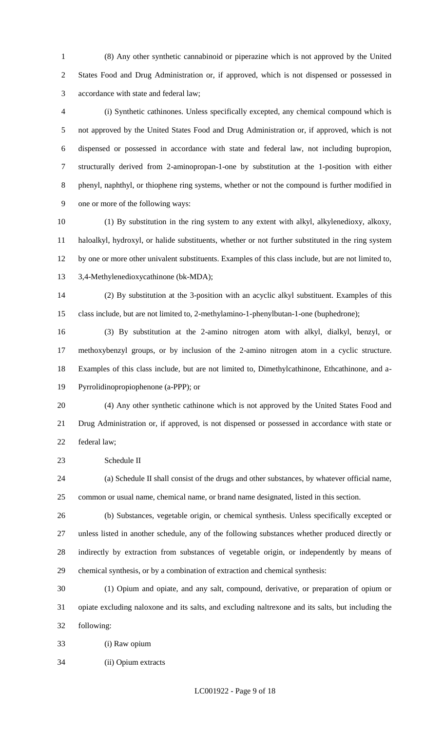(8) Any other synthetic cannabinoid or piperazine which is not approved by the United States Food and Drug Administration or, if approved, which is not dispensed or possessed in accordance with state and federal law;

(i) Synthetic cathinones. Unless specifically excepted, any chemical compound which is not approved by the United States Food and Drug Administration or, if approved, which is not dispensed or possessed in accordance with state and federal law, not including bupropion, structurally derived from 2-aminopropan-1-one by substitution at the 1-position with either phenyl, naphthyl, or thiophene ring systems, whether or not the compound is further modified in one or more of the following ways:

(1) By substitution in the ring system to any extent with alkyl, alkylenedioxy, alkoxy, haloalkyl, hydroxyl, or halide substituents, whether or not further substituted in the ring system by one or more other univalent substituents. Examples of this class include, but are not limited to, 3,4-Methylenedioxycathinone (bk-MDA);

(2) By substitution at the 3-position with an acyclic alkyl substituent. Examples of this class include, but are not limited to, 2-methylamino-1-phenylbutan-1-one (buphedrone);

(3) By substitution at the 2-amino nitrogen atom with alkyl, dialkyl, benzyl, or methoxybenzyl groups, or by inclusion of the 2-amino nitrogen atom in a cyclic structure. Examples of this class include, but are not limited to, Dimethylcathinone, Ethcathinone, and a-Pyrrolidinopropiophenone (a-PPP); or

(4) Any other synthetic cathinone which is not approved by the United States Food and Drug Administration or, if approved, is not dispensed or possessed in accordance with state or federal law;

Schedule II

(a) Schedule II shall consist of the drugs and other substances, by whatever official name, common or usual name, chemical name, or brand name designated, listed in this section.

(b) Substances, vegetable origin, or chemical synthesis. Unless specifically excepted or unless listed in another schedule, any of the following substances whether produced directly or indirectly by extraction from substances of vegetable origin, or independently by means of chemical synthesis, or by a combination of extraction and chemical synthesis:

(1) Opium and opiate, and any salt, compound, derivative, or preparation of opium or opiate excluding naloxone and its salts, and excluding naltrexone and its salts, but including the following:

(i) Raw opium

(ii) Opium extracts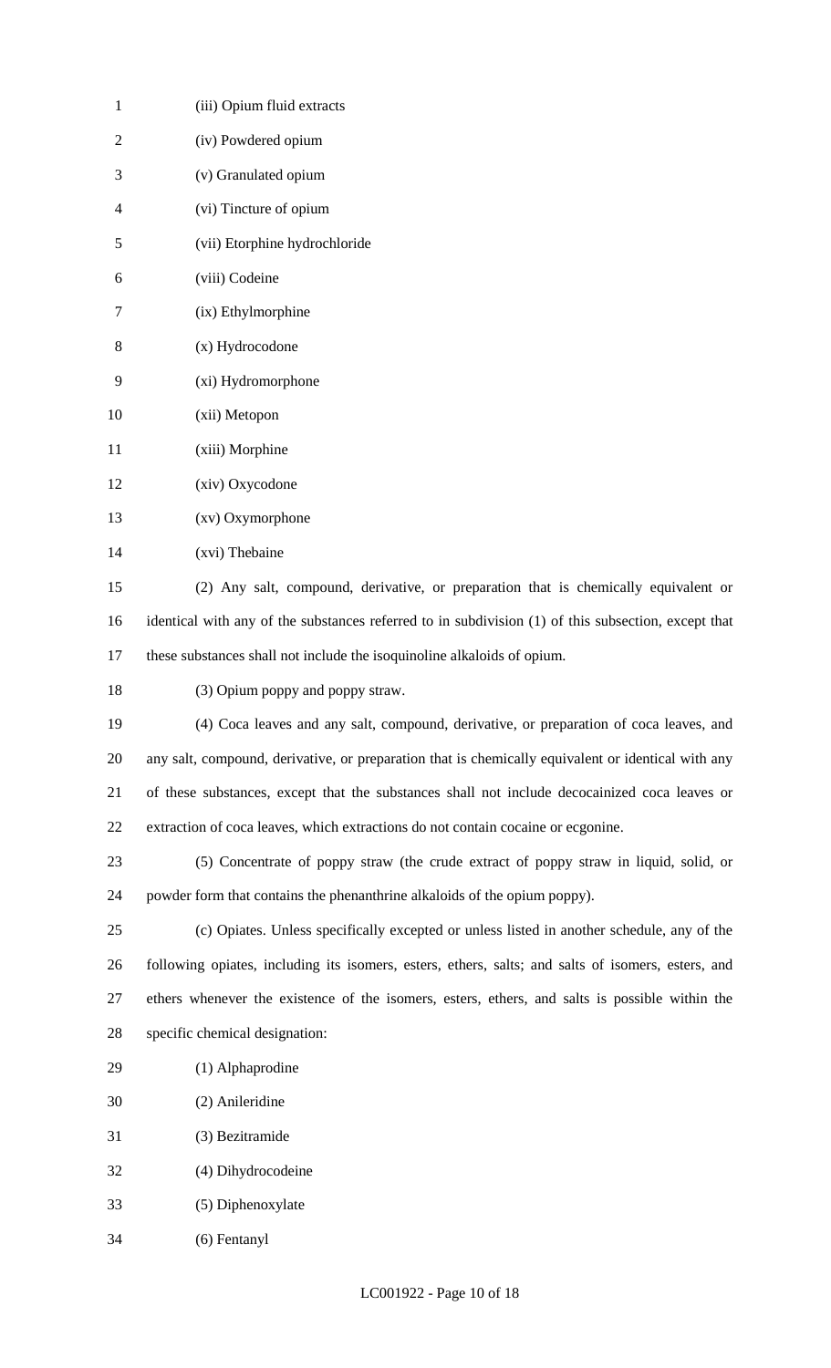(iii) Opium fluid extracts

(iv) Powdered opium

(v) Granulated opium

(vi) Tincture of opium

(vii) Etorphine hydrochloride

(viii) Codeine

(ix) Ethylmorphine

(x) Hydrocodone

(xi) Hydromorphone

(xii) Metopon

(xiii) Morphine

(xiv) Oxycodone

(xv) Oxymorphone

(xvi) Thebaine

(2) Any salt, compound, derivative, or preparation that is chemically equivalent or identical with any of the substances referred to in subdivision (1) of this subsection, except that these substances shall not include the isoquinoline alkaloids of opium.

(3) Opium poppy and poppy straw.

(4) Coca leaves and any salt, compound, derivative, or preparation of coca leaves, and any salt, compound, derivative, or preparation that is chemically equivalent or identical with any of these substances, except that the substances shall not include decocainized coca leaves or extraction of coca leaves, which extractions do not contain cocaine or ecgonine.

(5) Concentrate of poppy straw (the crude extract of poppy straw in liquid, solid, or powder form that contains the phenanthrine alkaloids of the opium poppy).

(c) Opiates. Unless specifically excepted or unless listed in another schedule, any of the following opiates, including its isomers, esters, ethers, salts; and salts of isomers, esters, and ethers whenever the existence of the isomers, esters, ethers, and salts is possible within the specific chemical designation:

(1) Alphaprodine

(2) Anileridine

(3) Bezitramide

(4) Dihydrocodeine

(5) Diphenoxylate

(6) Fentanyl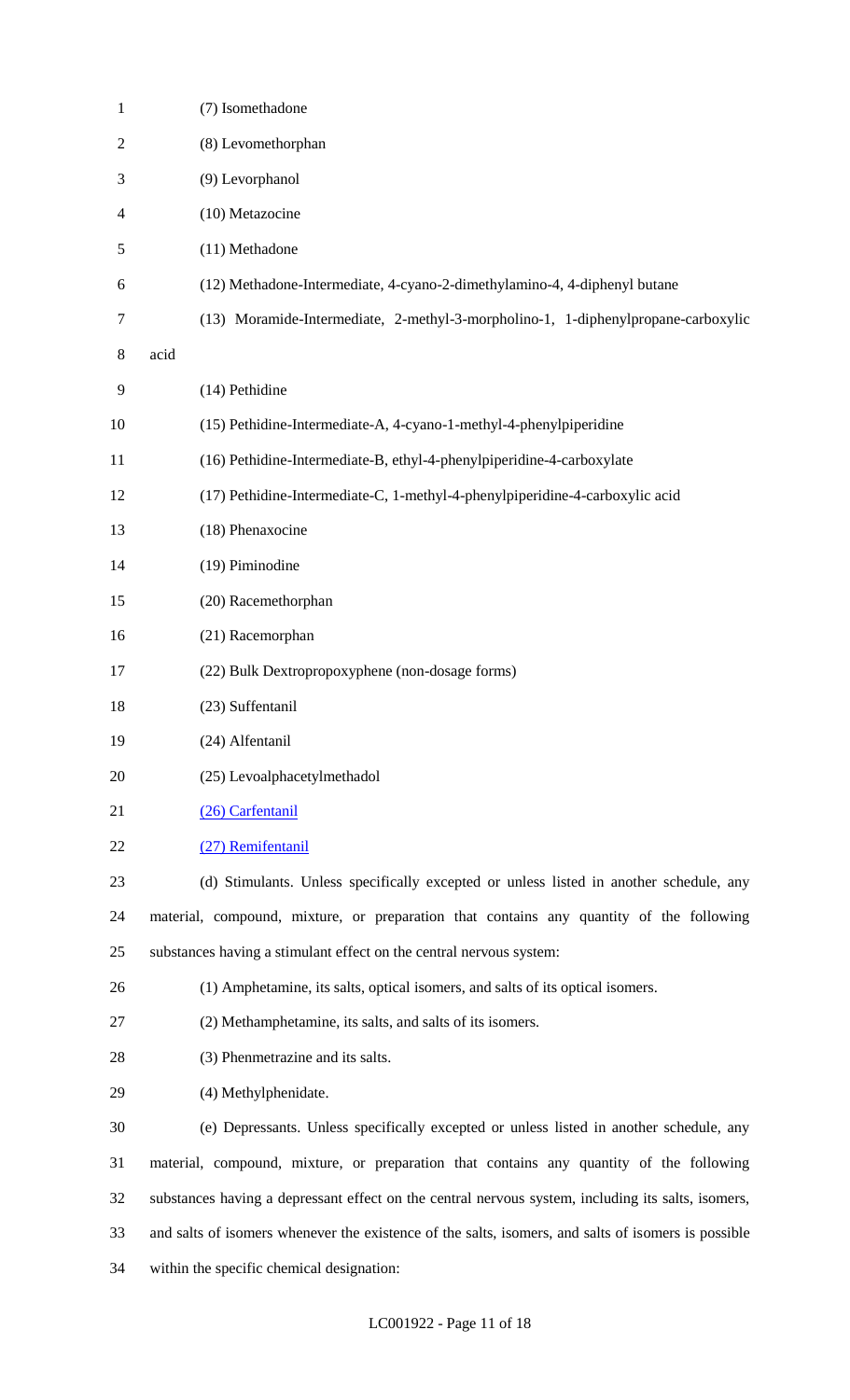(7) Isomethadone

(8) Levomethorphan

(9) Levorphanol

(10) Metazocine

(11) Methadone

(12) Methadone-Intermediate, 4-cyano-2-dimethylamino-4, 4-diphenyl butane

(13) Moramide-Intermediate, 2-methyl-3-morpholino-1, 1-diphenylpropane-carboxylic acid

(14) Pethidine

(15) Pethidine-Intermediate-A, 4-cyano-1-methyl-4-phenylpiperidine

(16) Pethidine-Intermediate-B, ethyl-4-phenylpiperidine-4-carboxylate

(17) Pethidine-Intermediate-C, 1-methyl-4-phenylpiperidine-4-carboxylic acid

(18) Phenaxocine

(19) Piminodine

(20) Racemethorphan

(21) Racemorphan

(22) Bulk Dextropropoxyphene (non-dosage forms)

(23) Suffentanil

(24) Alfentanil

(25) Levoalphacetylmethadol

(26) Carfentanil

(27) Remifentanil

(d) Stimulants. Unless specifically excepted or unless listed in another schedule, any material, compound, mixture, or preparation that contains any quantity of the following substances having a stimulant effect on the central nervous system:

(1) Amphetamine, its salts, optical isomers, and salts of its optical isomers.

(2) Methamphetamine, its salts, and salts of its isomers.

(3) Phenmetrazine and its salts.

(4) Methylphenidate.

(e) Depressants. Unless specifically excepted or unless listed in another schedule, any material, compound, mixture, or preparation that contains any quantity of the following substances having a depressant effect on the central nervous system, including its salts, isomers, and salts of isomers whenever the existence of the salts, isomers, and salts of isomers is possible within the specific chemical designation: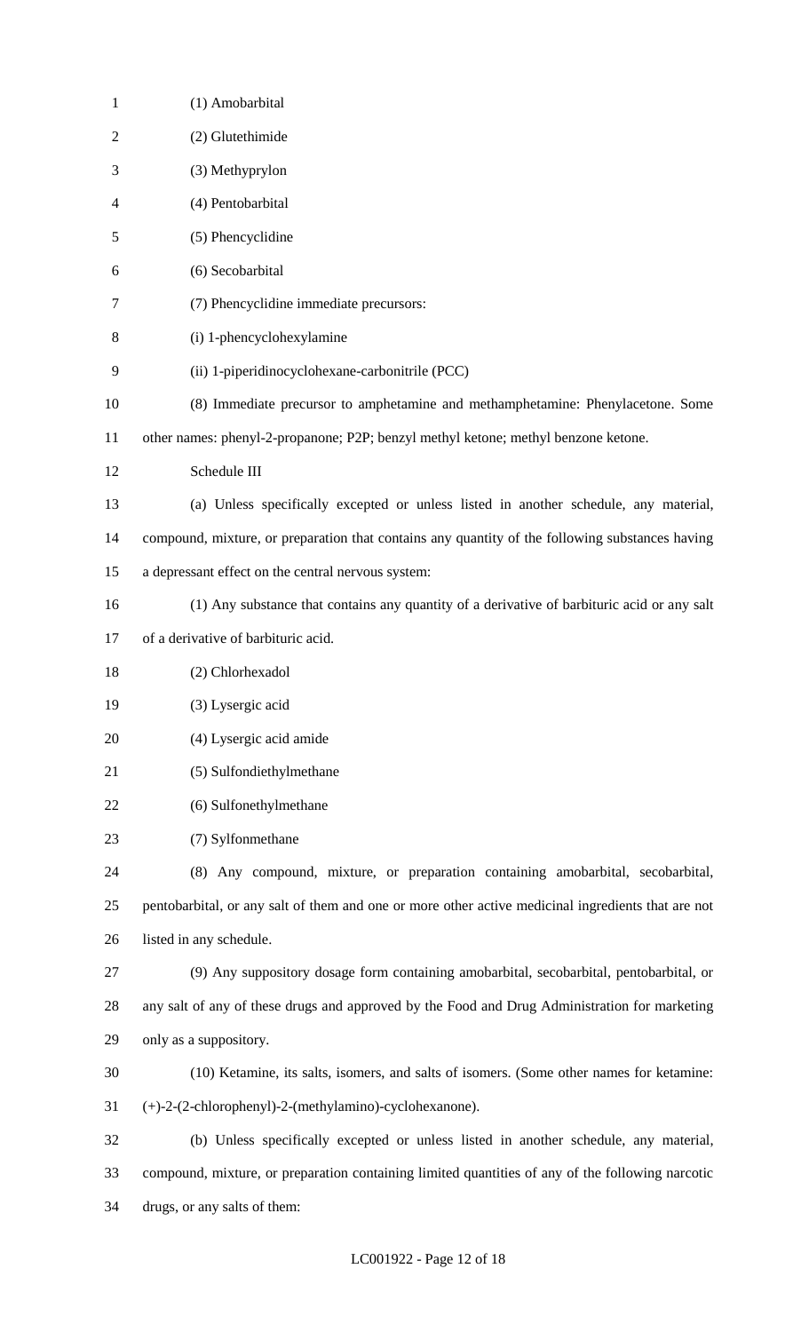(1) Amobarbital

(2) Glutethimide

(3) Methyprylon

(4) Pentobarbital

(5) Phencyclidine

(6) Secobarbital

(7) Phencyclidine immediate precursors:

(i) 1-phencyclohexylamine

(ii) 1-piperidinocyclohexane-carbonitrile (PCC)

(8) Immediate precursor to amphetamine and methamphetamine: Phenylacetone. Some other names: phenyl-2-propanone; P2P; benzyl methyl ketone; methyl benzone ketone.

Schedule III

(a) Unless specifically excepted or unless listed in another schedule, any material, compound, mixture, or preparation that contains any quantity of the following substances having a depressant effect on the central nervous system:

(1) Any substance that contains any quantity of a derivative of barbituric acid or any salt of a derivative of barbituric acid.

(2) Chlorhexadol

(3) Lysergic acid

(4) Lysergic acid amide

(5) Sulfondiethylmethane

(6) Sulfonethylmethane

(7) Sylfonmethane

(8) Any compound, mixture, or preparation containing amobarbital, secobarbital, pentobarbital, or any salt of them and one or more other active medicinal ingredients that are not listed in any schedule.

(9) Any suppository dosage form containing amobarbital, secobarbital, pentobarbital, or any salt of any of these drugs and approved by the Food and Drug Administration for marketing only as a suppository.

(10) Ketamine, its salts, isomers, and salts of isomers. (Some other names for ketamine: (+)-2-(2-chlorophenyl)-2-(methylamino)-cyclohexanone).

(b) Unless specifically excepted or unless listed in another schedule, any material, compound, mixture, or preparation containing limited quantities of any of the following narcotic drugs, or any salts of them: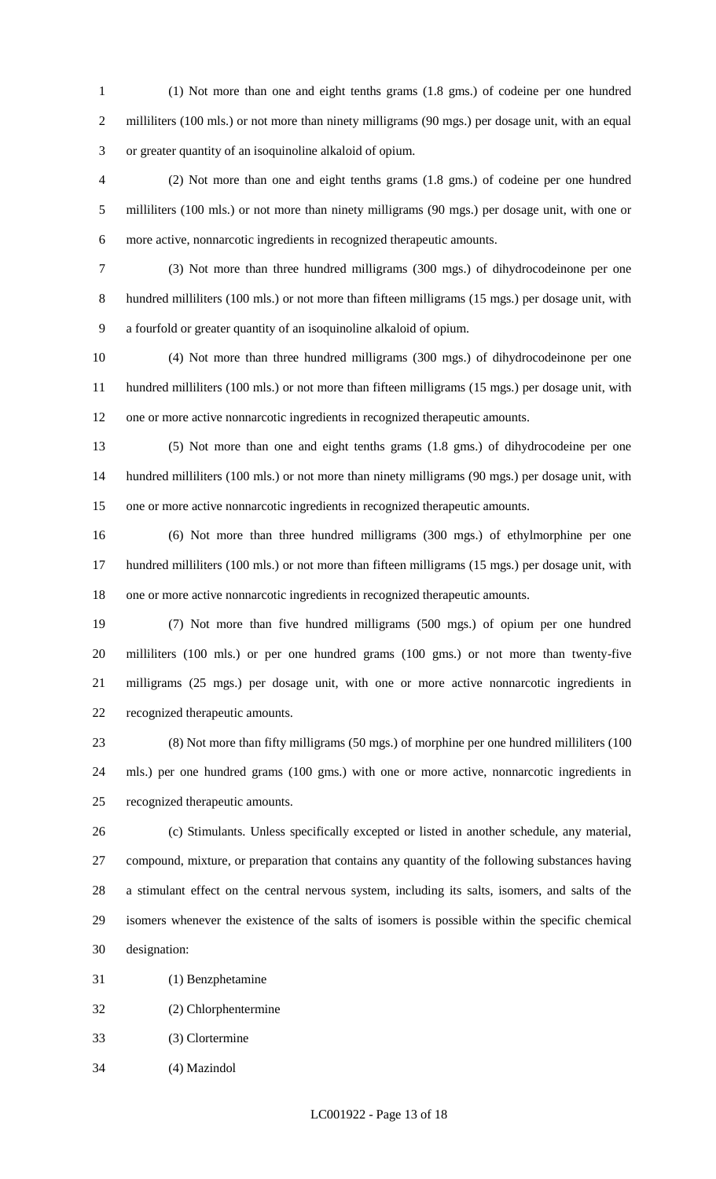(1) Not more than one and eight tenths grams (1.8 gms.) of codeine per one hundred milliliters (100 mls.) or not more than ninety milligrams (90 mgs.) per dosage unit, with an equal or greater quantity of an isoquinoline alkaloid of opium.

(2) Not more than one and eight tenths grams (1.8 gms.) of codeine per one hundred milliliters (100 mls.) or not more than ninety milligrams (90 mgs.) per dosage unit, with one or more active, nonnarcotic ingredients in recognized therapeutic amounts.

(3) Not more than three hundred milligrams (300 mgs.) of dihydrocodeinone per one hundred milliliters (100 mls.) or not more than fifteen milligrams (15 mgs.) per dosage unit, with a fourfold or greater quantity of an isoquinoline alkaloid of opium.

(4) Not more than three hundred milligrams (300 mgs.) of dihydrocodeinone per one hundred milliliters (100 mls.) or not more than fifteen milligrams (15 mgs.) per dosage unit, with one or more active nonnarcotic ingredients in recognized therapeutic amounts.

(5) Not more than one and eight tenths grams (1.8 gms.) of dihydrocodeine per one hundred milliliters (100 mls.) or not more than ninety milligrams (90 mgs.) per dosage unit, with one or more active nonnarcotic ingredients in recognized therapeutic amounts.

(6) Not more than three hundred milligrams (300 mgs.) of ethylmorphine per one hundred milliliters (100 mls.) or not more than fifteen milligrams (15 mgs.) per dosage unit, with one or more active nonnarcotic ingredients in recognized therapeutic amounts.

(7) Not more than five hundred milligrams (500 mgs.) of opium per one hundred milliliters (100 mls.) or per one hundred grams (100 gms.) or not more than twenty-five milligrams (25 mgs.) per dosage unit, with one or more active nonnarcotic ingredients in recognized therapeutic amounts.

(8) Not more than fifty milligrams (50 mgs.) of morphine per one hundred milliliters (100 mls.) per one hundred grams (100 gms.) with one or more active, nonnarcotic ingredients in recognized therapeutic amounts.

(c) Stimulants. Unless specifically excepted or listed in another schedule, any material, compound, mixture, or preparation that contains any quantity of the following substances having a stimulant effect on the central nervous system, including its salts, isomers, and salts of the isomers whenever the existence of the salts of isomers is possible within the specific chemical designation:

(1) Benzphetamine

(2) Chlorphentermine

(3) Clortermine

(4) Mazindol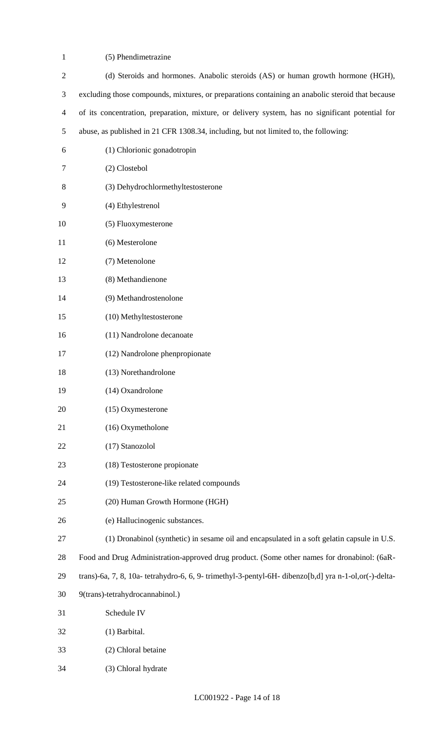(5) Phendimetrazine

(d) Steroids and hormones. Anabolic steroids (AS) or human growth hormone (HGH), excluding those compounds, mixtures, or preparations containing an anabolic steroid that because of its concentration, preparation, mixture, or delivery system, has no significant potential for abuse, as published in 21 CFR 1308.34, including, but not limited to, the following:

(1) Chlorionic gonadotropin

(2) Clostebol

(3) Dehydrochlormethyltestosterone

(4) Ethylestrenol

(5) Fluoxymesterone

(6) Mesterolone

(7) Metenolone

(8) Methandienone

(9) Methandrostenolone

(10) Methyltestosterone

(11) Nandrolone decanoate

(12) Nandrolone phenpropionate

(13) Norethandrolone

(14) Oxandrolone

(15) Oxymesterone

(16) Oxymetholone

(17) Stanozolol

(18) Testosterone propionate

(19) Testosterone-like related compounds

(20) Human Growth Hormone (HGH)

(e) Hallucinogenic substances.

(1) Dronabinol (synthetic) in sesame oil and encapsulated in a soft gelatin capsule in U.S. Food and Drug Administration-approved drug product. (Some other names for dronabinol: (6aR-trans)-6a, 7, 8, 10a- tetrahydro-6, 6, 9- trimethyl-3-pentyl-6H- dibenzo[b,d] yra n-1-ol,or(-)-delta-9(trans)-tetrahydrocannabinol.)

Schedule IV

(1) Barbital.

(2) Chloral betaine

(3) Chloral hydrate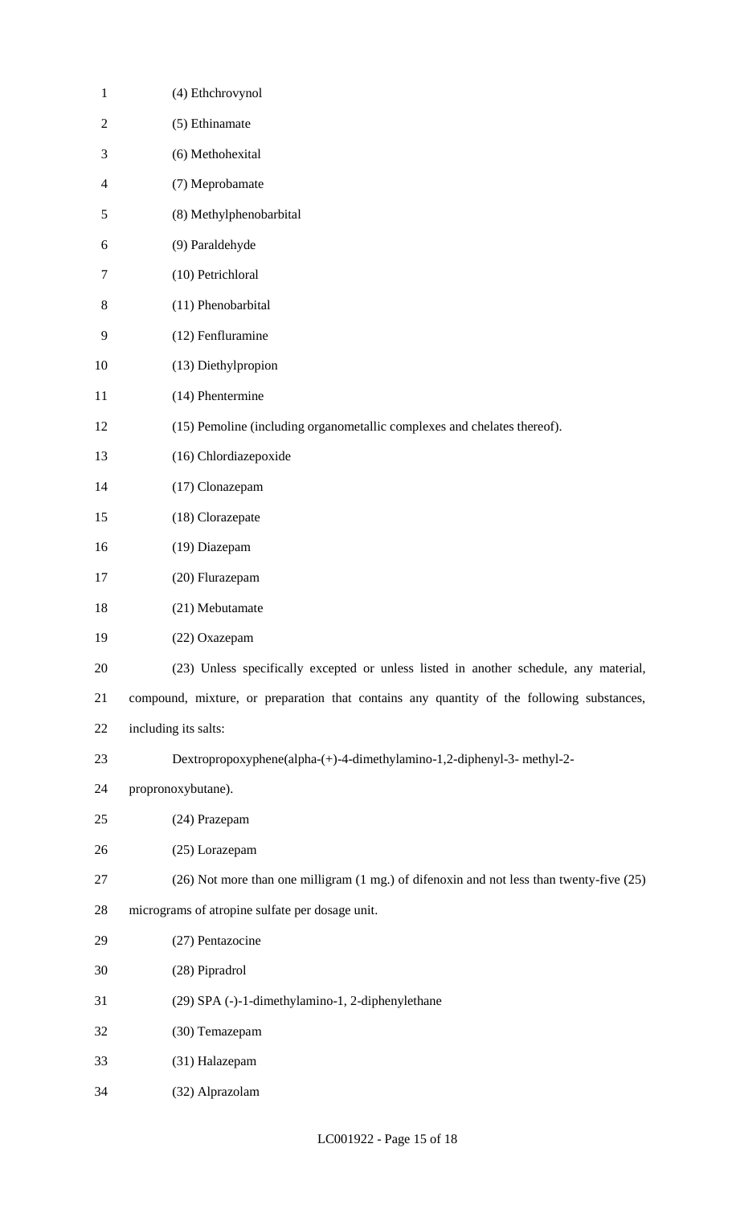(4) Ethchrovynol

(5) Ethinamate

(6) Methohexital

(7) Meprobamate

(8) Methylphenobarbital

(9) Paraldehyde

(10) Petrichloral

(11) Phenobarbital

(12) Fenfluramine

(13) Diethylpropion

(14) Phentermine

(15) Pemoline (including organometallic complexes and chelates thereof).

(16) Chlordiazepoxide

(17) Clonazepam

(18) Clorazepate

(19) Diazepam

(20) Flurazepam

(21) Mebutamate

(22) Oxazepam

(23) Unless specifically excepted or unless listed in another schedule, any material, compound, mixture, or preparation that contains any quantity of the following substances, including its salts:

Dextropropoxyphene(alpha-(+)-4-dimethylamino-1,2-diphenyl-3- methyl-2-propronoxybutane).

(24) Prazepam

(25) Lorazepam

(26) Not more than one milligram (1 mg.) of difenoxin and not less than twenty-five (25) micrograms of atropine sulfate per dosage unit.

(27) Pentazocine

(28) Pipradrol

(29) SPA (-)-1-dimethylamino-1, 2-diphenylethane

(30) Temazepam

(31) Halazepam

(32) Alprazolam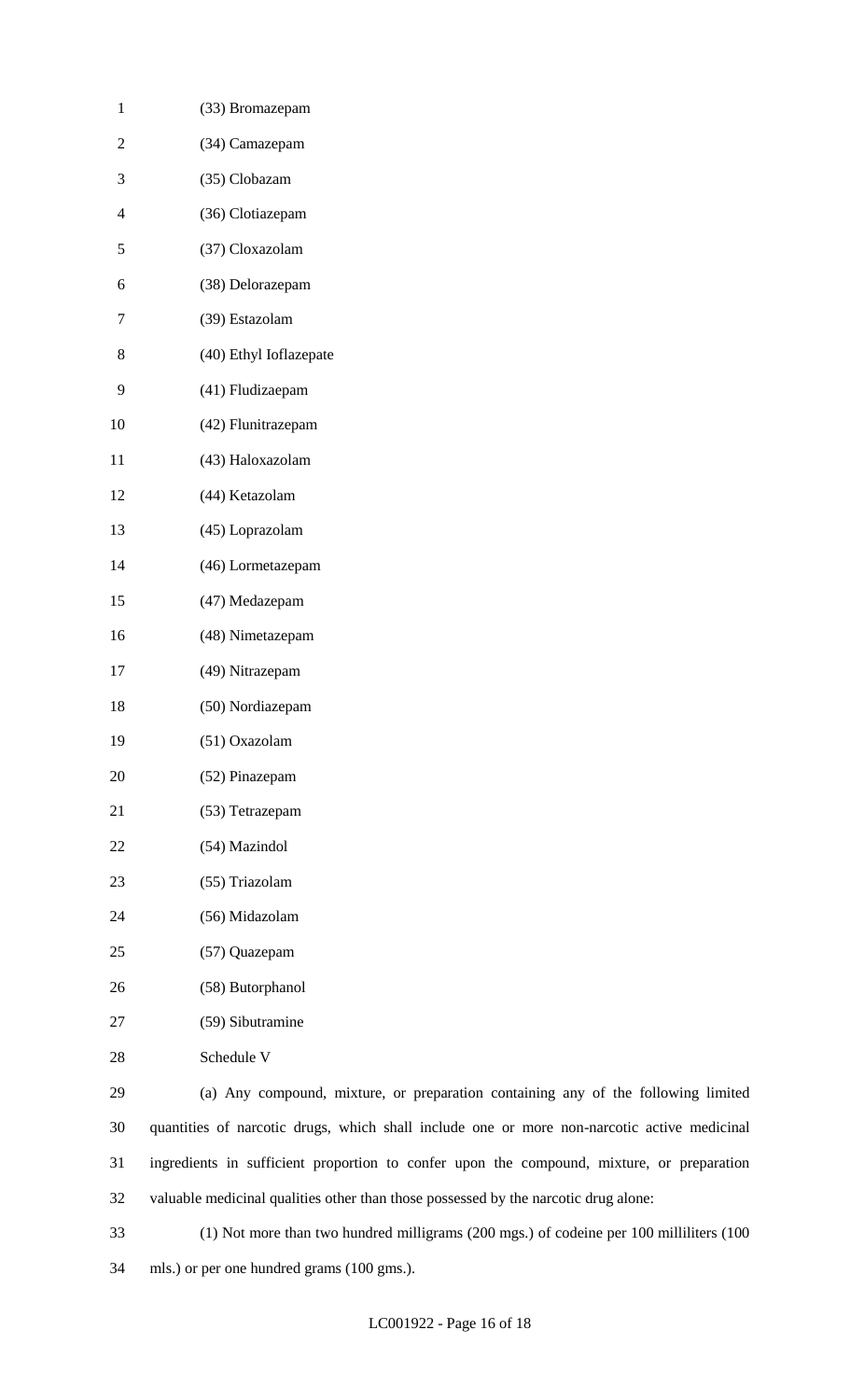(33) Bromazepam

(34) Camazepam

(35) Clobazam

(36) Clotiazepam

(37) Cloxazolam

(38) Delorazepam

(39) Estazolam

(40) Ethyl Ioflazepate

(41) Fludizaepam

(42) Flunitrazepam

(43) Haloxazolam

(44) Ketazolam

(45) Loprazolam

(46) Lormetazepam

(47) Medazepam

(48) Nimetazepam

(49) Nitrazepam

(50) Nordiazepam

(51) Oxazolam

(52) Pinazepam

(53) Tetrazepam

(54) Mazindol

(55) Triazolam

(56) Midazolam

(57) Quazepam

(58) Butorphanol

(59) Sibutramine

Schedule V

(a) Any compound, mixture, or preparation containing any of the following limited quantities of narcotic drugs, which shall include one or more non-narcotic active medicinal ingredients in sufficient proportion to confer upon the compound, mixture, or preparation valuable medicinal qualities other than those possessed by the narcotic drug alone:

(1) Not more than two hundred milligrams (200 mgs.) of codeine per 100 milliliters (100 mls.) or per one hundred grams (100 gms.).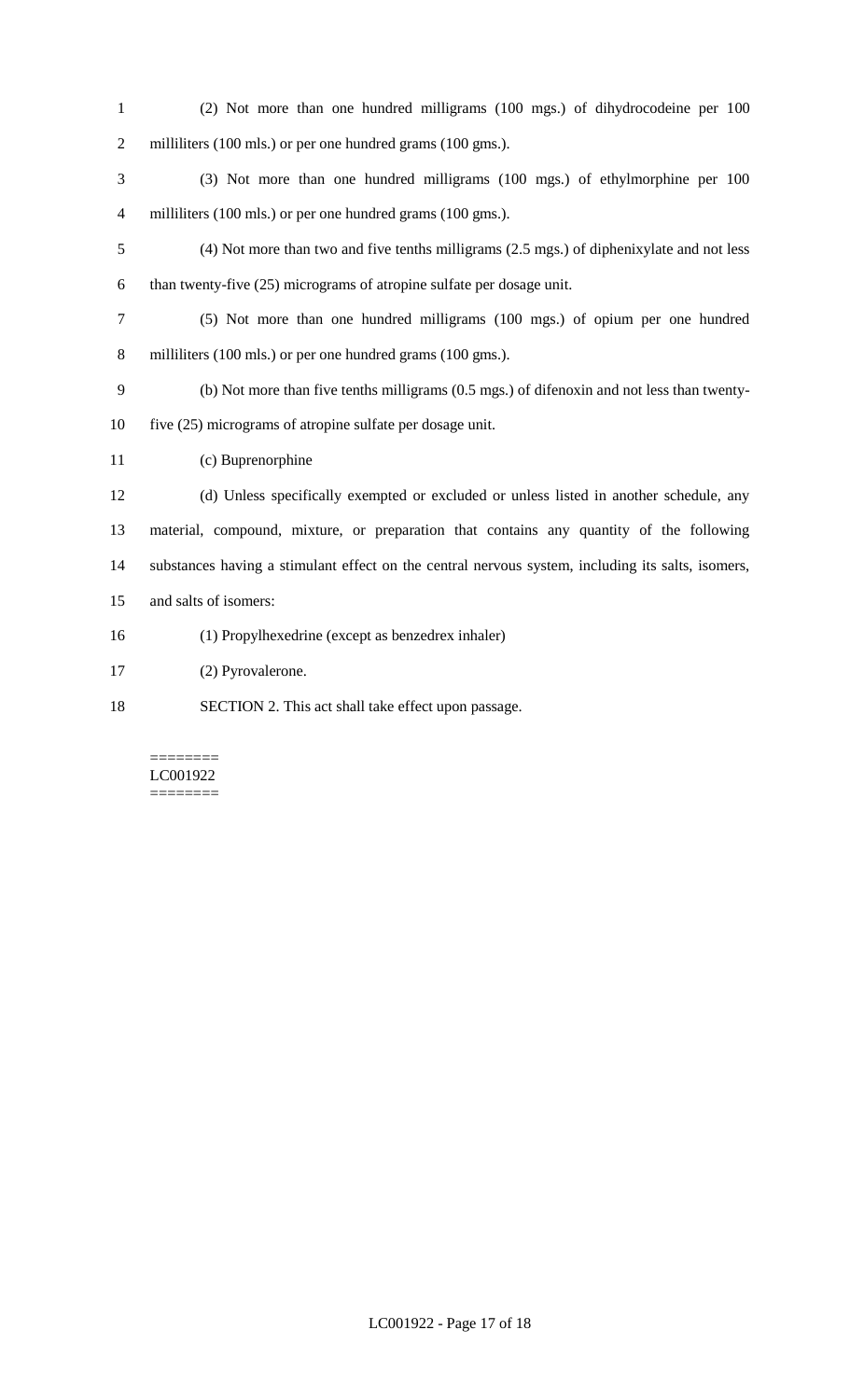(2) Not more than one hundred milligrams (100 mgs.) of dihydrocodeine per 100 milliliters (100 mls.) or per one hundred grams (100 gms.).

(3) Not more than one hundred milligrams (100 mgs.) of ethylmorphine per 100 milliliters (100 mls.) or per one hundred grams (100 gms.).

(4) Not more than two and five tenths milligrams (2.5 mgs.) of diphenixylate and not less than twenty-five (25) micrograms of atropine sulfate per dosage unit.

(5) Not more than one hundred milligrams (100 mgs.) of opium per one hundred milliliters (100 mls.) or per one hundred grams (100 gms.).

(b) Not more than five tenths milligrams (0.5 mgs.) of difenoxin and not less than twenty-five (25) micrograms of atropine sulfate per dosage unit.

(c) Buprenorphine

(d) Unless specifically exempted or excluded or unless listed in another schedule, any material, compound, mixture, or preparation that contains any quantity of the following substances having a stimulant effect on the central nervous system, including its salts, isomers, and salts of isomers:

(1) Propylhexedrine (except as benzedrex inhaler)

(2) Pyrovalerone.

SECTION 2. This act shall take effect upon passage.

========
LC001922
========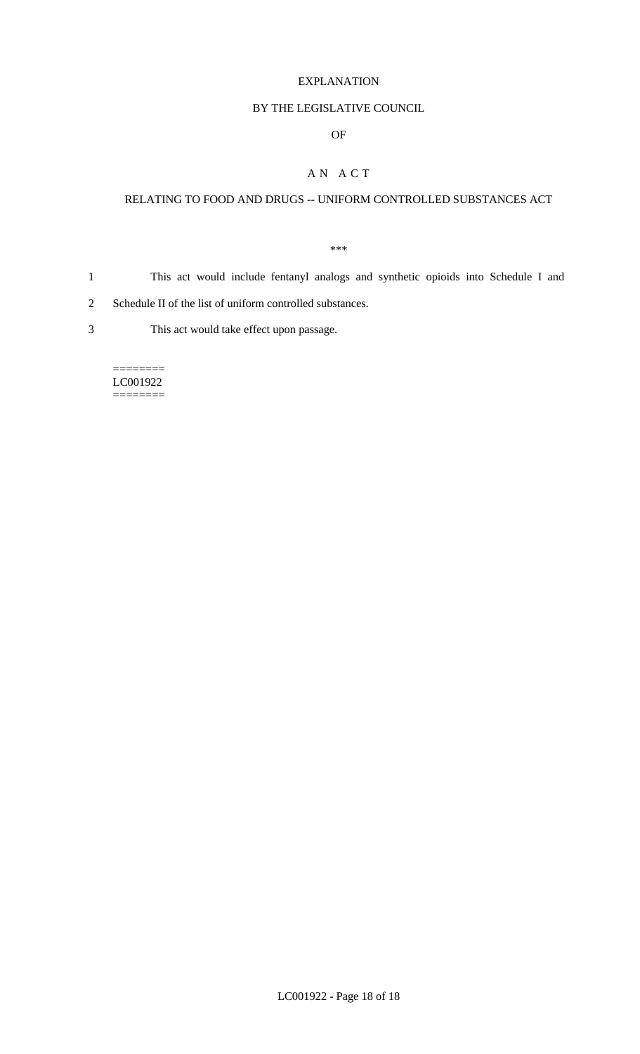EXPLANATION

BY THE LEGISLATIVE COUNCIL

OF

A N A C T

RELATING TO FOOD AND DRUGS -- UNIFORM CONTROLLED SUBSTANCES ACT

\*\*\*

1 This act would include fentanyl analogs and synthetic opioids into Schedule I and
2 Schedule II of the list of uniform controlled substances.
3 This act would take effect upon passage.

========
LC001922
========